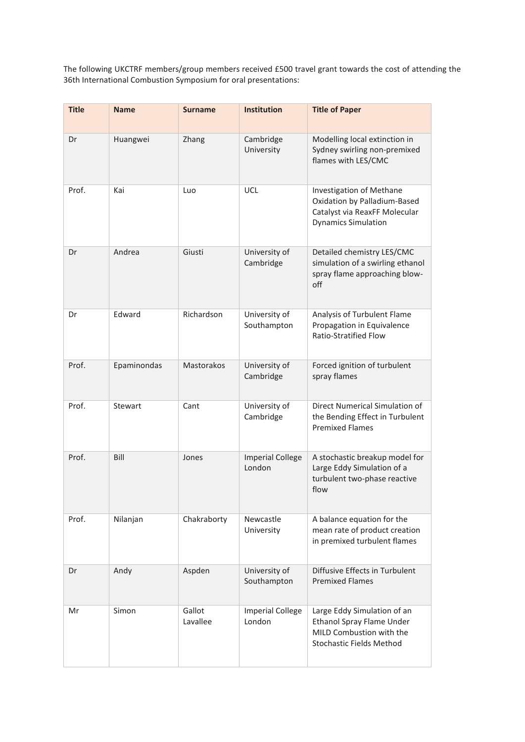The following UKCTRF members/group members received £500 travel grant towards the cost of attending the 36th International Combustion Symposium for oral presentations:

| Title | Name | Surname | Institution | Title of Paper |
|---|---|---|---|---|
| Dr | Huangwei | Zhang | Cambridge University | Modelling local extinction in Sydney swirling non-premixed flames with LES/CMC |
| Prof. | Kai | Luo | UCL | Investigation of Methane Oxidation by Palladium-Based Catalyst via ReaxFF Molecular Dynamics Simulation |
| Dr | Andrea | Giusti | University of Cambridge | Detailed chemistry LES/CMC simulation of a swirling ethanol spray flame approaching blow-off |
| Dr | Edward | Richardson | University of Southampton | Analysis of Turbulent Flame Propagation in Equivalence Ratio-Stratified Flow |
| Prof. | Epaminondas | Mastorakos | University of Cambridge | Forced ignition of turbulent spray flames |
| Prof. | Stewart | Cant | University of Cambridge | Direct Numerical Simulation of the Bending Effect in Turbulent Premixed Flames |
| Prof. | Bill | Jones | Imperial College London | A stochastic breakup model for Large Eddy Simulation of a turbulent two-phase reactive flow |
| Prof. | Nilanjan | Chakraborty | Newcastle University | A balance equation for the mean rate of product creation in premixed turbulent flames |
| Dr | Andy | Aspden | University of Southampton | Diffusive Effects in Turbulent Premixed Flames |
| Mr | Simon | Gallot Lavallee | Imperial College London | Large Eddy Simulation of an Ethanol Spray Flame Under MILD Combustion with the Stochastic Fields Method |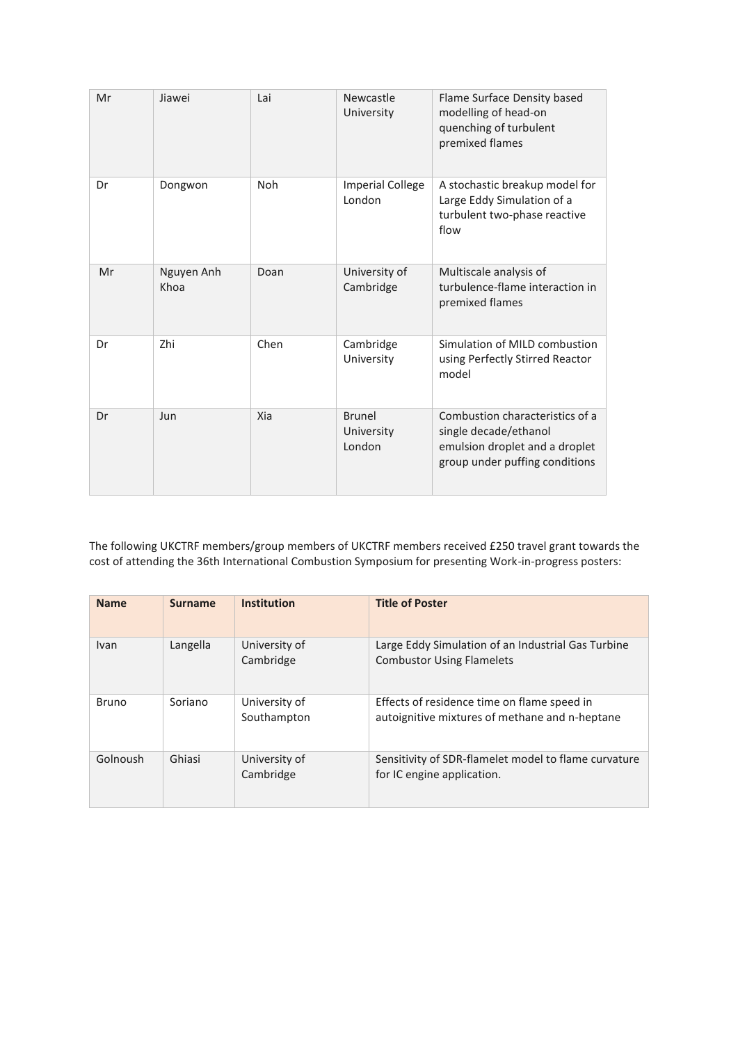| | | | | |
|---|---|---|---|---|
| Mr | Jiawei | Lai | Newcastle University | Flame Surface Density based modelling of head-on quenching of turbulent premixed flames |
| Dr | Dongwon | Noh | Imperial College London | A stochastic breakup model for Large Eddy Simulation of a turbulent two-phase reactive flow |
| Mr | Nguyen Anh Khoa | Doan | University of Cambridge | Multiscale analysis of turbulence-flame interaction in premixed flames |
| Dr | Zhi | Chen | Cambridge University | Simulation of MILD combustion using Perfectly Stirred Reactor model |
| Dr | Jun | Xia | Brunel University London | Combustion characteristics of a single decade/ethanol emulsion droplet and a droplet group under puffing conditions |

The following UKCTRF members/group members of UKCTRF members received £250 travel grant towards the cost of attending the 36th International Combustion Symposium for presenting Work-in-progress posters:

| Name | Surname | Institution | Title of Poster |
|---|---|---|---|
| Ivan | Langella | University of Cambridge | Large Eddy Simulation of an Industrial Gas Turbine Combustor Using Flamelets |
| Bruno | Soriano | University of Southampton | Effects of residence time on flame speed in autoignitive mixtures of methane and n-heptane |
| Golnoush | Ghiasi | University of Cambridge | Sensitivity of SDR-flamelet model to flame curvature for IC engine application. |